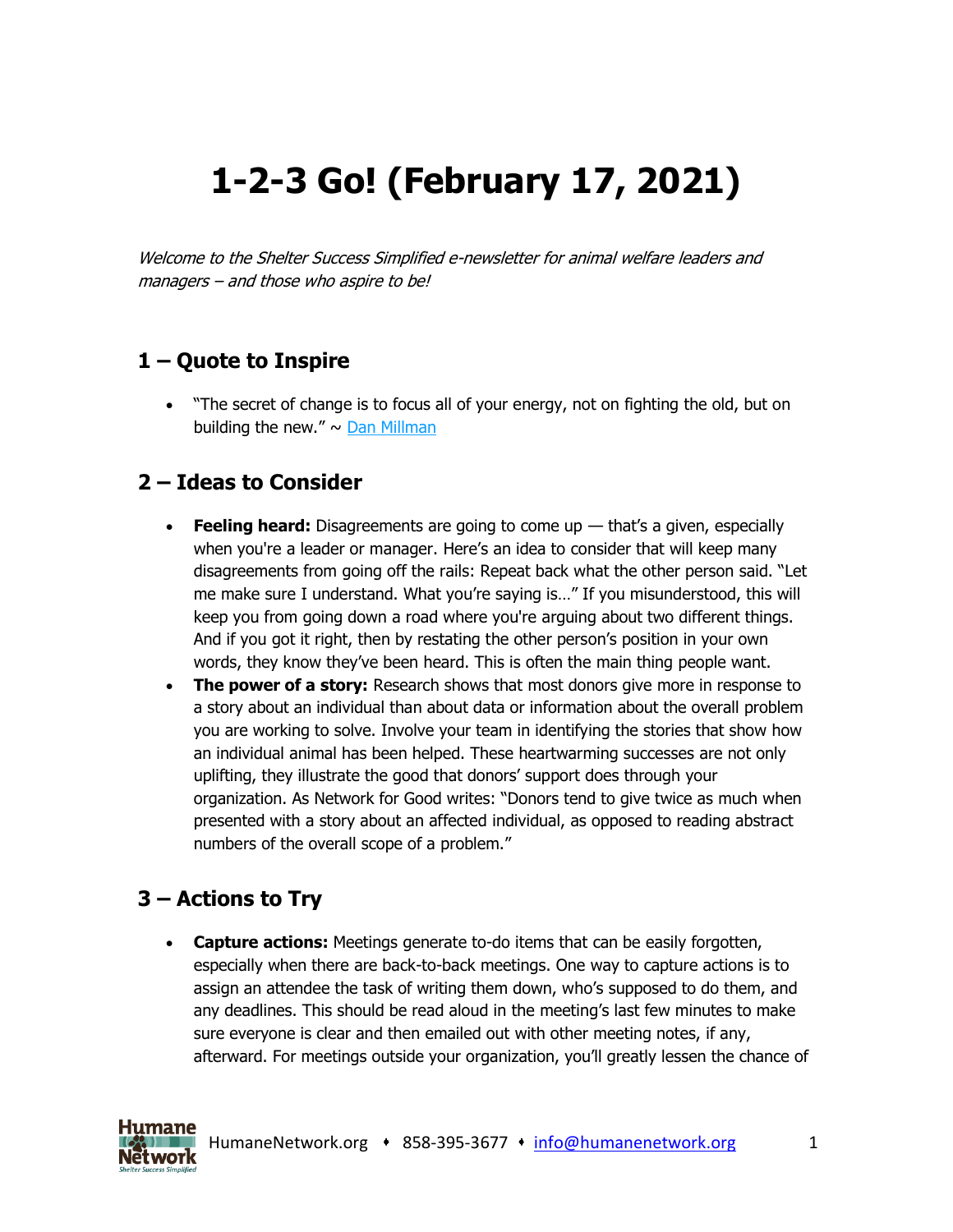# 1-2-3 Go! (February 17, 2021)

*Welcome to the Shelter Success Simplified e-newsletter for animal welfare leaders and managers – and those who aspire to be!*

## 1 – Quote to Inspire

- "The secret of change is to focus all of your energy, not on fighting the old, but on building the new." ~ [Dan Millman]

## 2 – Ideas to Consider

- **Feeling heard:** Disagreements are going to come up — that's a given, especially when you're a leader or manager. Here's an idea to consider that will keep many disagreements from going off the rails: Repeat back what the other person said. "Let me make sure I understand. What you're saying is…" If you misunderstood, this will keep you from going down a road where you're arguing about two different things. And if you got it right, then by restating the other person's position in your own words, they know they've been heard. This is often the main thing people want.
- **The power of a story:** Research shows that most donors give more in response to a story about an individual than about data or information about the overall problem you are working to solve. Involve your team in identifying the stories that show how an individual animal has been helped. These heartwarming successes are not only uplifting, they illustrate the good that donors' support does through your organization. As Network for Good writes: "Donors tend to give twice as much when presented with a story about an affected individual, as opposed to reading abstract numbers of the overall scope of a problem."

## 3 – Actions to Try

- **Capture actions:** Meetings generate to-do items that can be easily forgotten, especially when there are back-to-back meetings. One way to capture actions is to assign an attendee the task of writing them down, who's supposed to do them, and any deadlines. This should be read aloud in the meeting's last few minutes to make sure everyone is clear and then emailed out with other meeting notes, if any, afterward. For meetings outside your organization, you'll greatly lessen the chance of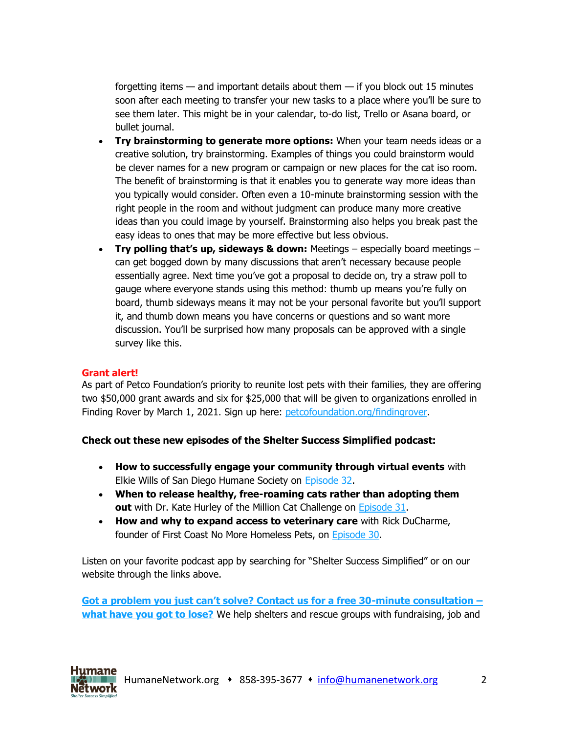forgetting items — and important details about them — if you block out 15 minutes soon after each meeting to transfer your new tasks to a place where you'll be sure to see them later. This might be in your calendar, to-do list, Trello or Asana board, or bullet journal.

- **Try brainstorming to generate more options:** When your team needs ideas or a creative solution, try brainstorming. Examples of things you could brainstorm would be clever names for a new program or campaign or new places for the cat iso room. The benefit of brainstorming is that it enables you to generate way more ideas than you typically would consider. Often even a 10-minute brainstorming session with the right people in the room and without judgment can produce many more creative ideas than you could image by yourself. Brainstorming also helps you break past the easy ideas to ones that may be more effective but less obvious.
- **Try polling that's up, sideways & down:** Meetings – especially board meetings – can get bogged down by many discussions that aren't necessary because people essentially agree. Next time you've got a proposal to decide on, try a straw poll to gauge where everyone stands using this method: thumb up means you're fully on board, thumb sideways means it may not be your personal favorite but you'll support it, and thumb down means you have concerns or questions and so want more discussion. You'll be surprised how many proposals can be approved with a single survey like this.

**Grant alert!**
As part of Petco Foundation's priority to reunite lost pets with their families, they are offering two $50,000 grant awards and six for $25,000 that will be given to organizations enrolled in Finding Rover by March 1, 2021. Sign up here: [petcofoundation.org/findingrover](petcofoundation.org/findingrover).

**Check out these new episodes of the Shelter Success Simplified podcast:**

- **How to successfully engage your community through virtual events** with Elkie Wills of San Diego Humane Society on [Episode 32]().
- **When to release healthy, free-roaming cats rather than adopting them out** with Dr. Kate Hurley of the Million Cat Challenge on [Episode 31]().
- **How and why to expand access to veterinary care** with Rick DuCharme, founder of First Coast No More Homeless Pets, on [Episode 30]().

Listen on your favorite podcast app by searching for "Shelter Success Simplified" or on our website through the links above.

[**Got a problem you just can't solve? Contact us for a free 30-minute consultation – what have you got to lose?**]() We help shelters and rescue groups with fundraising, job and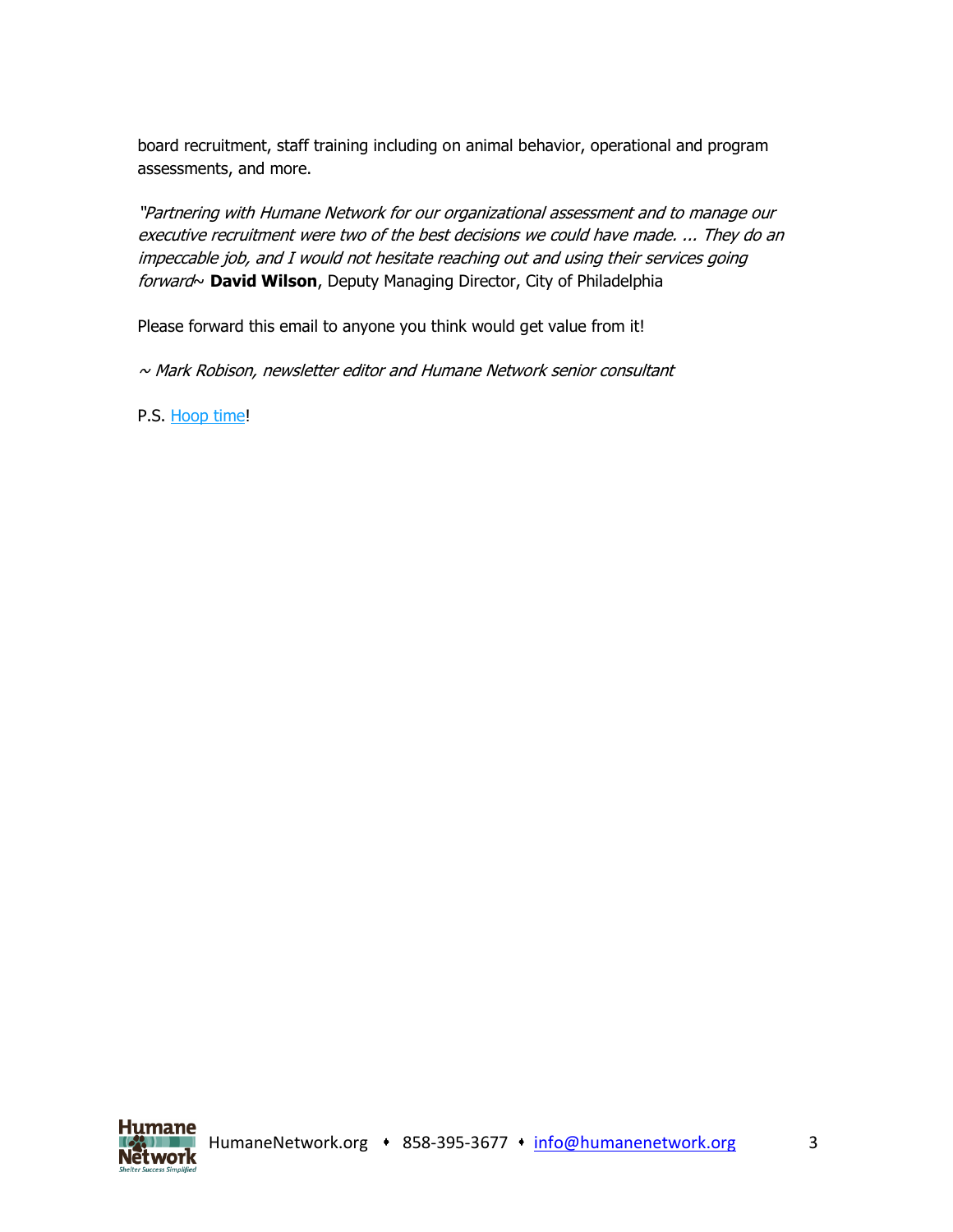board recruitment, staff training including on animal behavior, operational and program assessments, and more.

*"Partnering with Humane Network for our organizational assessment and to manage our executive recruitment were two of the best decisions we could have made. ... They do an impeccable job, and I would not hesitate reaching out and using their services going forward*~ **David Wilson**, Deputy Managing Director, City of Philadelphia

Please forward this email to anyone you think would get value from it!

*~ Mark Robison, newsletter editor and Humane Network senior consultant*

P.S. Hoop time!